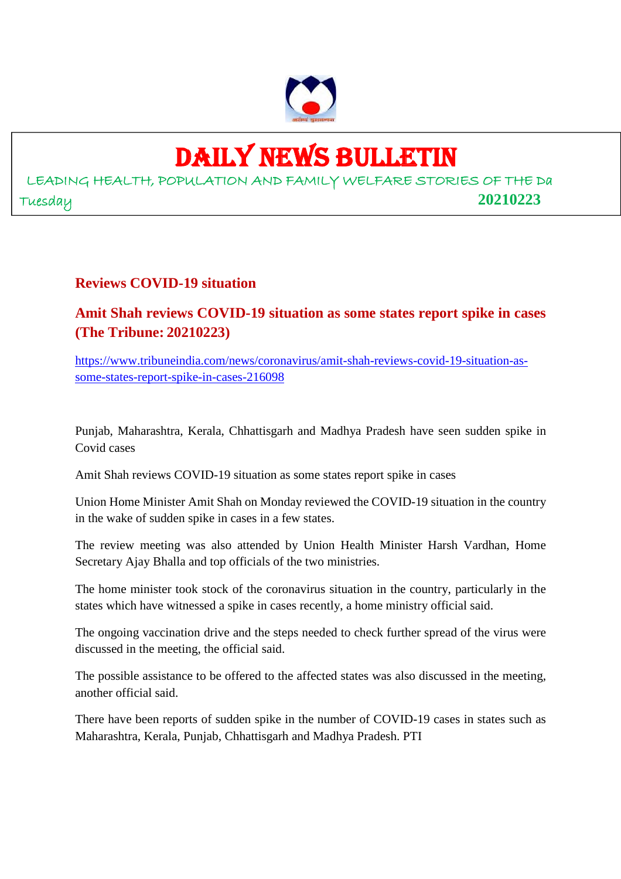# DAILY NEWS BULLETIN

LEADING HEALTH, POPULATION AND FAMILY WELFARE STORIES OF THE Da

Tuesday **20210223**

## Reviews COVID-19 situation

### Amit Shah reviews COVID-19 situation as some states report spike in cases (The Tribune: 20210223)

https://www.tribuneindia.com/news/coronavirus/amit-shah-reviews-covid-19-situation-as-some-states-report-spike-in-cases-216098

Punjab, Maharashtra, Kerala, Chhattisgarh and Madhya Pradesh have seen sudden spike in Covid cases

Amit Shah reviews COVID-19 situation as some states report spike in cases

Union Home Minister Amit Shah on Monday reviewed the COVID-19 situation in the country in the wake of sudden spike in cases in a few states.

The review meeting was also attended by Union Health Minister Harsh Vardhan, Home Secretary Ajay Bhalla and top officials of the two ministries.

The home minister took stock of the coronavirus situation in the country, particularly in the states which have witnessed a spike in cases recently, a home ministry official said.

The ongoing vaccination drive and the steps needed to check further spread of the virus were discussed in the meeting, the official said.

The possible assistance to be offered to the affected states was also discussed in the meeting, another official said.

There have been reports of sudden spike in the number of COVID-19 cases in states such as Maharashtra, Kerala, Punjab, Chhattisgarh and Madhya Pradesh. PTI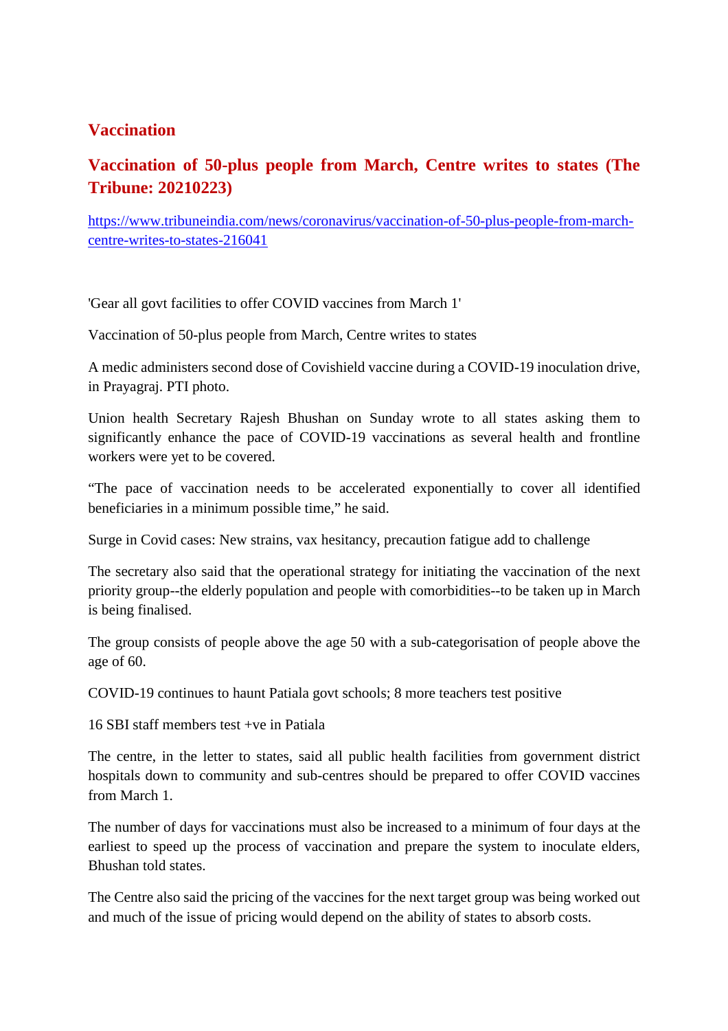## Vaccination

### Vaccination of 50-plus people from March, Centre writes to states (The Tribune: 20210223)

https://www.tribuneindia.com/news/coronavirus/vaccination-of-50-plus-people-from-march-centre-writes-to-states-216041

'Gear all govt facilities to offer COVID vaccines from March 1'

Vaccination of 50-plus people from March, Centre writes to states

A medic administers second dose of Covishield vaccine during a COVID-19 inoculation drive, in Prayagraj. PTI photo.

Union health Secretary Rajesh Bhushan on Sunday wrote to all states asking them to significantly enhance the pace of COVID-19 vaccinations as several health and frontline workers were yet to be covered.

“The pace of vaccination needs to be accelerated exponentially to cover all identified beneficiaries in a minimum possible time,” he said.

Surge in Covid cases: New strains, vax hesitancy, precaution fatigue add to challenge

The secretary also said that the operational strategy for initiating the vaccination of the next priority group--the elderly population and people with comorbidities--to be taken up in March is being finalised.

The group consists of people above the age 50 with a sub-categorisation of people above the age of 60.

COVID-19 continues to haunt Patiala govt schools; 8 more teachers test positive

16 SBI staff members test +ve in Patiala

The centre, in the letter to states, said all public health facilities from government district hospitals down to community and sub-centres should be prepared to offer COVID vaccines from March 1.

The number of days for vaccinations must also be increased to a minimum of four days at the earliest to speed up the process of vaccination and prepare the system to inoculate elders, Bhushan told states.

The Centre also said the pricing of the vaccines for the next target group was being worked out and much of the issue of pricing would depend on the ability of states to absorb costs.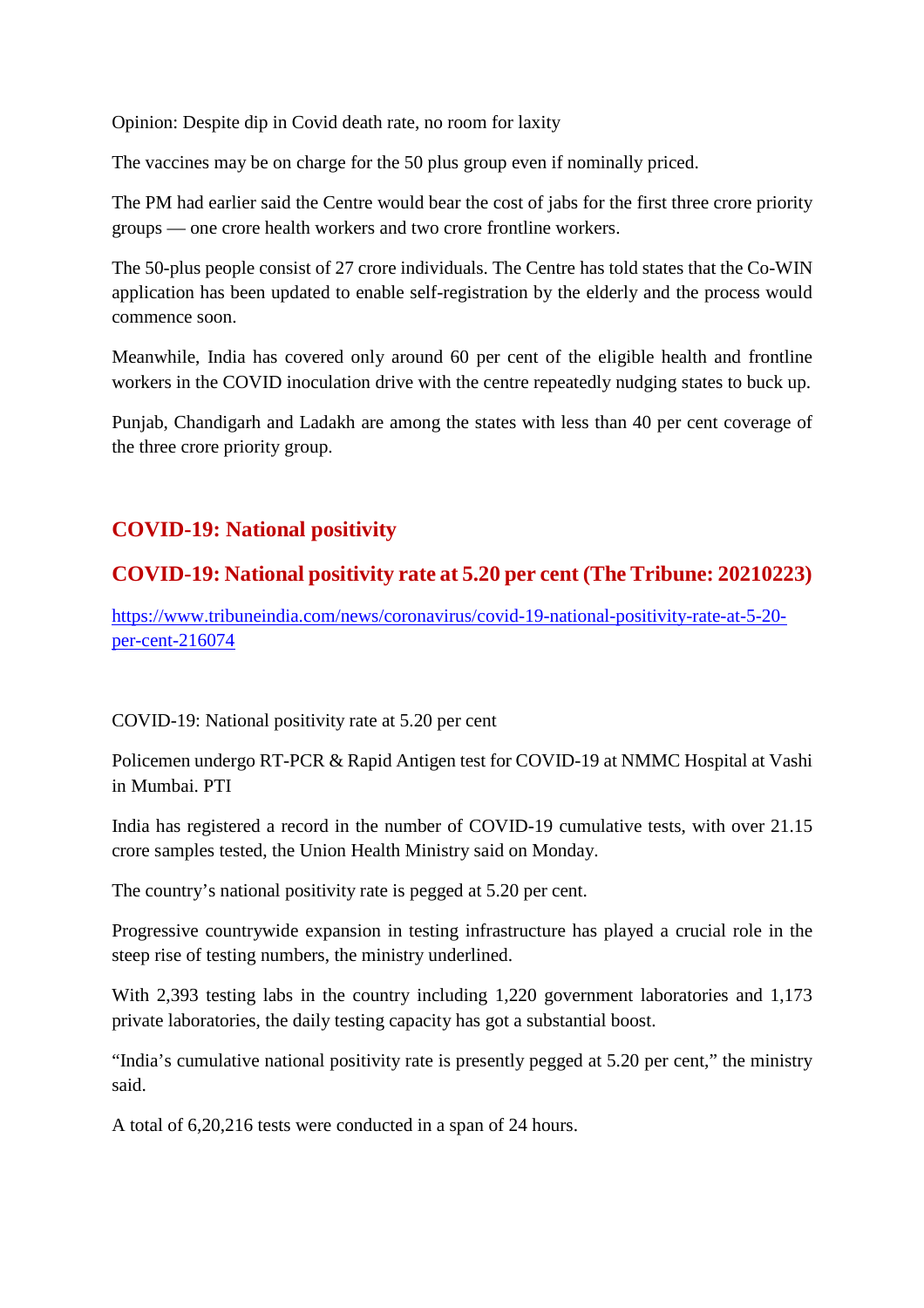Opinion: Despite dip in Covid death rate, no room for laxity

The vaccines may be on charge for the 50 plus group even if nominally priced.

The PM had earlier said the Centre would bear the cost of jabs for the first three crore priority groups — one crore health workers and two crore frontline workers.

The 50-plus people consist of 27 crore individuals. The Centre has told states that the Co-WIN application has been updated to enable self-registration by the elderly and the process would commence soon.

Meanwhile, India has covered only around 60 per cent of the eligible health and frontline workers in the COVID inoculation drive with the centre repeatedly nudging states to buck up.

Punjab, Chandigarh and Ladakh are among the states with less than 40 per cent coverage of the three crore priority group.

## COVID-19: National positivity

## COVID-19: National positivity rate at 5.20 per cent (The Tribune: 20210223)

https://www.tribuneindia.com/news/coronavirus/covid-19-national-positivity-rate-at-5-20-per-cent-216074

COVID-19: National positivity rate at 5.20 per cent

Policemen undergo RT-PCR & Rapid Antigen test for COVID-19 at NMMC Hospital at Vashi in Mumbai. PTI

India has registered a record in the number of COVID-19 cumulative tests, with over 21.15 crore samples tested, the Union Health Ministry said on Monday.

The country's national positivity rate is pegged at 5.20 per cent.

Progressive countrywide expansion in testing infrastructure has played a crucial role in the steep rise of testing numbers, the ministry underlined.

With 2,393 testing labs in the country including 1,220 government laboratories and 1,173 private laboratories, the daily testing capacity has got a substantial boost.

"India's cumulative national positivity rate is presently pegged at 5.20 per cent," the ministry said.

A total of 6,20,216 tests were conducted in a span of 24 hours.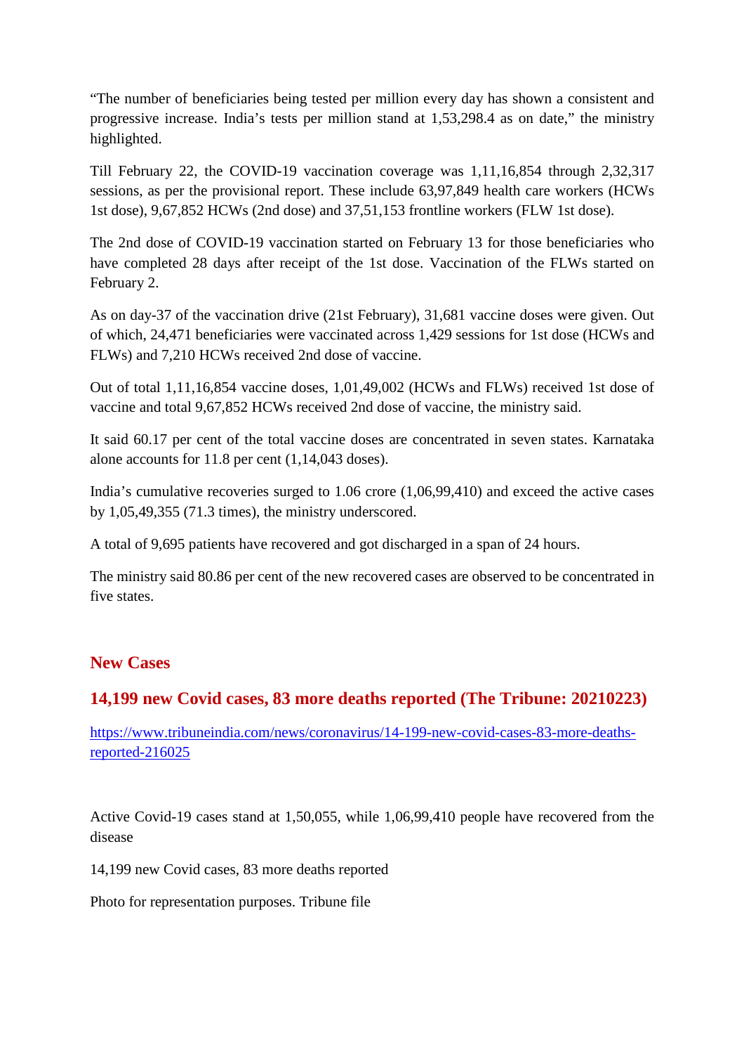"The number of beneficiaries being tested per million every day has shown a consistent and progressive increase. India's tests per million stand at 1,53,298.4 as on date," the ministry highlighted.

Till February 22, the COVID-19 vaccination coverage was 1,11,16,854 through 2,32,317 sessions, as per the provisional report. These include 63,97,849 health care workers (HCWs 1st dose), 9,67,852 HCWs (2nd dose) and 37,51,153 frontline workers (FLW 1st dose).

The 2nd dose of COVID-19 vaccination started on February 13 for those beneficiaries who have completed 28 days after receipt of the 1st dose. Vaccination of the FLWs started on February 2.

As on day-37 of the vaccination drive (21st February), 31,681 vaccine doses were given. Out of which, 24,471 beneficiaries were vaccinated across 1,429 sessions for 1st dose (HCWs and FLWs) and 7,210 HCWs received 2nd dose of vaccine.

Out of total 1,11,16,854 vaccine doses, 1,01,49,002 (HCWs and FLWs) received 1st dose of vaccine and total 9,67,852 HCWs received 2nd dose of vaccine, the ministry said.

It said 60.17 per cent of the total vaccine doses are concentrated in seven states. Karnataka alone accounts for 11.8 per cent (1,14,043 doses).

India's cumulative recoveries surged to 1.06 crore (1,06,99,410) and exceed the active cases by 1,05,49,355 (71.3 times), the ministry underscored.

A total of 9,695 patients have recovered and got discharged in a span of 24 hours.

The ministry said 80.86 per cent of the new recovered cases are observed to be concentrated in five states.

## New Cases

### 14,199 new Covid cases, 83 more deaths reported (The Tribune: 20210223)

https://www.tribuneindia.com/news/coronavirus/14-199-new-covid-cases-83-more-deaths-reported-216025

Active Covid-19 cases stand at 1,50,055, while 1,06,99,410 people have recovered from the disease

14,199 new Covid cases, 83 more deaths reported

Photo for representation purposes. Tribune file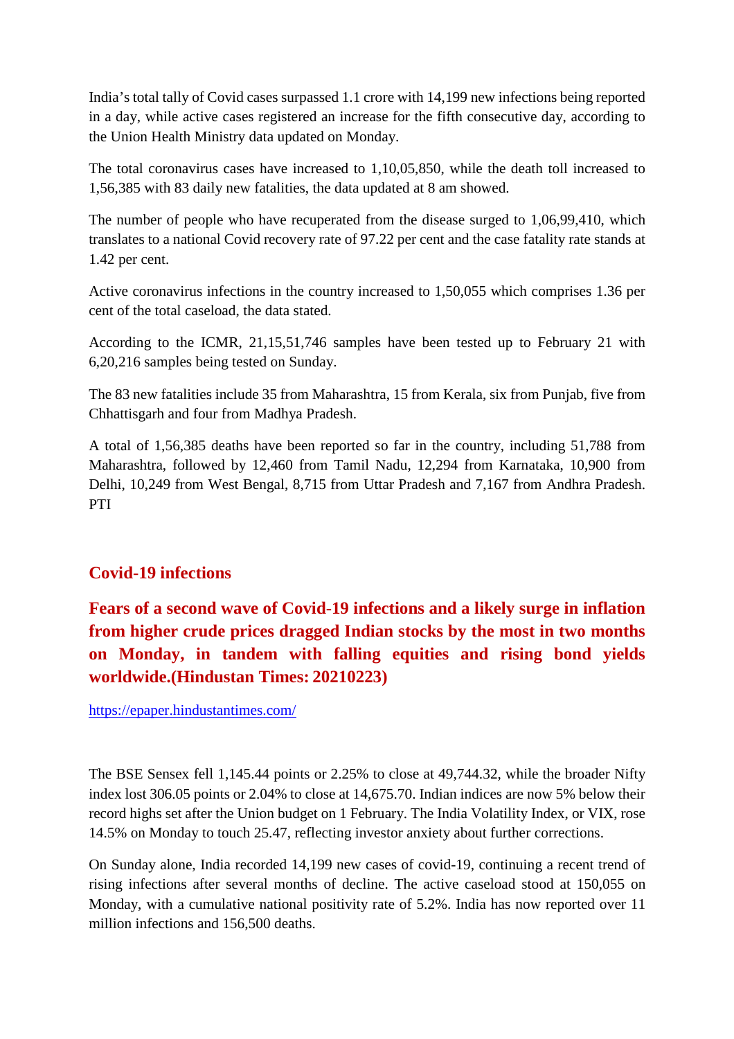India's total tally of Covid cases surpassed 1.1 crore with 14,199 new infections being reported in a day, while active cases registered an increase for the fifth consecutive day, according to the Union Health Ministry data updated on Monday.

The total coronavirus cases have increased to 1,10,05,850, while the death toll increased to 1,56,385 with 83 daily new fatalities, the data updated at 8 am showed.

The number of people who have recuperated from the disease surged to 1,06,99,410, which translates to a national Covid recovery rate of 97.22 per cent and the case fatality rate stands at 1.42 per cent.

Active coronavirus infections in the country increased to 1,50,055 which comprises 1.36 per cent of the total caseload, the data stated.

According to the ICMR, 21,15,51,746 samples have been tested up to February 21 with 6,20,216 samples being tested on Sunday.

The 83 new fatalities include 35 from Maharashtra, 15 from Kerala, six from Punjab, five from Chhattisgarh and four from Madhya Pradesh.

A total of 1,56,385 deaths have been reported so far in the country, including 51,788 from Maharashtra, followed by 12,460 from Tamil Nadu, 12,294 from Karnataka, 10,900 from Delhi, 10,249 from West Bengal, 8,715 from Uttar Pradesh and 7,167 from Andhra Pradesh. PTI

## Covid-19 infections

### Fears of a second wave of Covid-19 infections and a likely surge in inflation from higher crude prices dragged Indian stocks by the most in two months on Monday, in tandem with falling equities and rising bond yields worldwide.(Hindustan Times: 20210223)

https://epaper.hindustantimes.com/

The BSE Sensex fell 1,145.44 points or 2.25% to close at 49,744.32, while the broader Nifty index lost 306.05 points or 2.04% to close at 14,675.70. Indian indices are now 5% below their record highs set after the Union budget on 1 February. The India Volatility Index, or VIX, rose 14.5% on Monday to touch 25.47, reflecting investor anxiety about further corrections.

On Sunday alone, India recorded 14,199 new cases of covid-19, continuing a recent trend of rising infections after several months of decline. The active caseload stood at 150,055 on Monday, with a cumulative national positivity rate of 5.2%. India has now reported over 11 million infections and 156,500 deaths.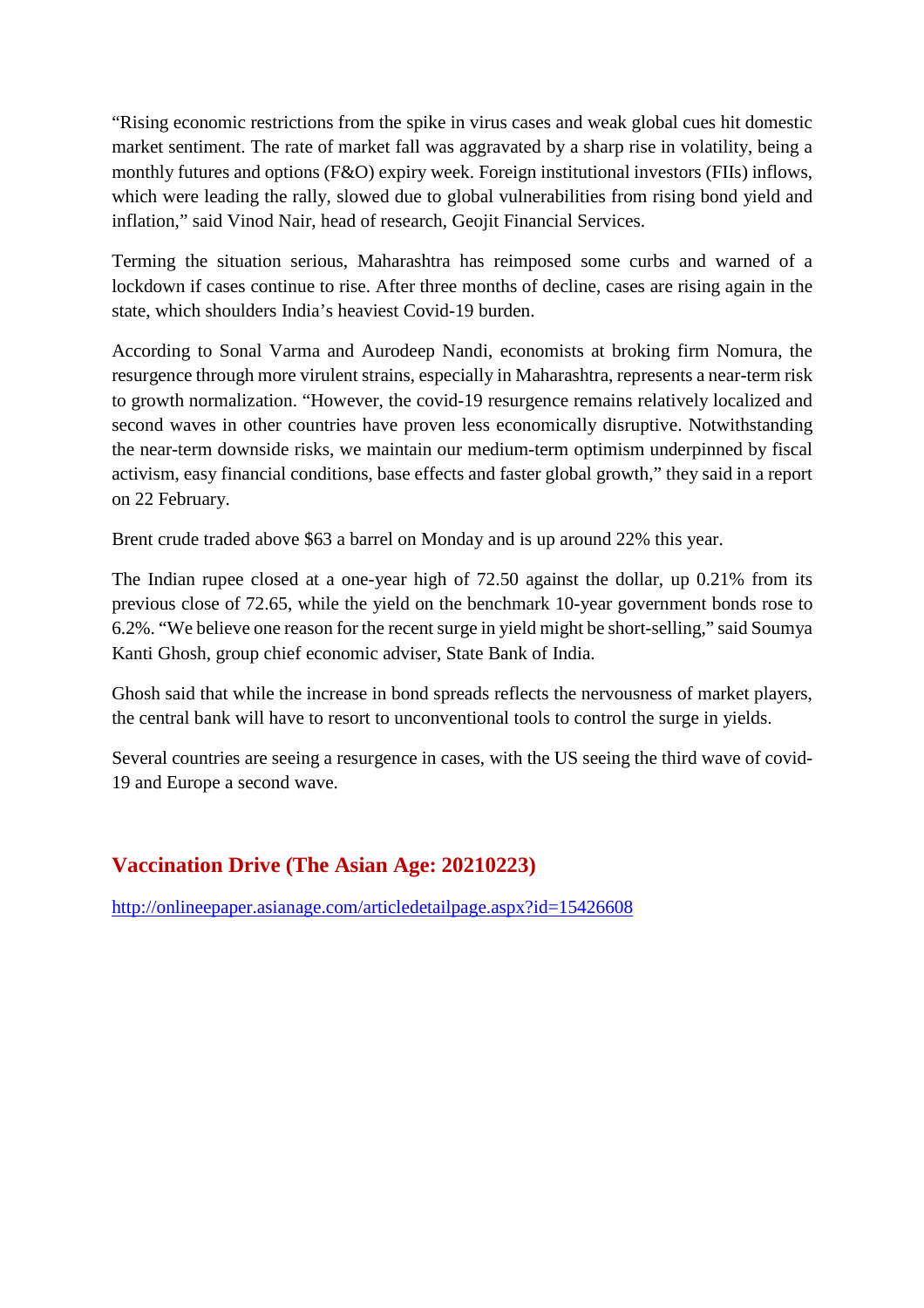"Rising economic restrictions from the spike in virus cases and weak global cues hit domestic market sentiment. The rate of market fall was aggravated by a sharp rise in volatility, being a monthly futures and options (F&O) expiry week. Foreign institutional investors (FIIs) inflows, which were leading the rally, slowed due to global vulnerabilities from rising bond yield and inflation," said Vinod Nair, head of research, Geojit Financial Services.

Terming the situation serious, Maharashtra has reimposed some curbs and warned of a lockdown if cases continue to rise. After three months of decline, cases are rising again in the state, which shoulders India's heaviest Covid-19 burden.

According to Sonal Varma and Aurodeep Nandi, economists at broking firm Nomura, the resurgence through more virulent strains, especially in Maharashtra, represents a near-term risk to growth normalization. "However, the covid-19 resurgence remains relatively localized and second waves in other countries have proven less economically disruptive. Notwithstanding the near-term downside risks, we maintain our medium-term optimism underpinned by fiscal activism, easy financial conditions, base effects and faster global growth," they said in a report on 22 February.

Brent crude traded above $63 a barrel on Monday and is up around 22% this year.

The Indian rupee closed at a one-year high of 72.50 against the dollar, up 0.21% from its previous close of 72.65, while the yield on the benchmark 10-year government bonds rose to 6.2%. "We believe one reason for the recent surge in yield might be short-selling," said Soumya Kanti Ghosh, group chief economic adviser, State Bank of India.

Ghosh said that while the increase in bond spreads reflects the nervousness of market players, the central bank will have to resort to unconventional tools to control the surge in yields.

Several countries are seeing a resurgence in cases, with the US seeing the third wave of covid-19 and Europe a second wave.

## Vaccination Drive (The Asian Age: 20210223)

http://onlineepaper.asianage.com/articledetailpage.aspx?id=15426608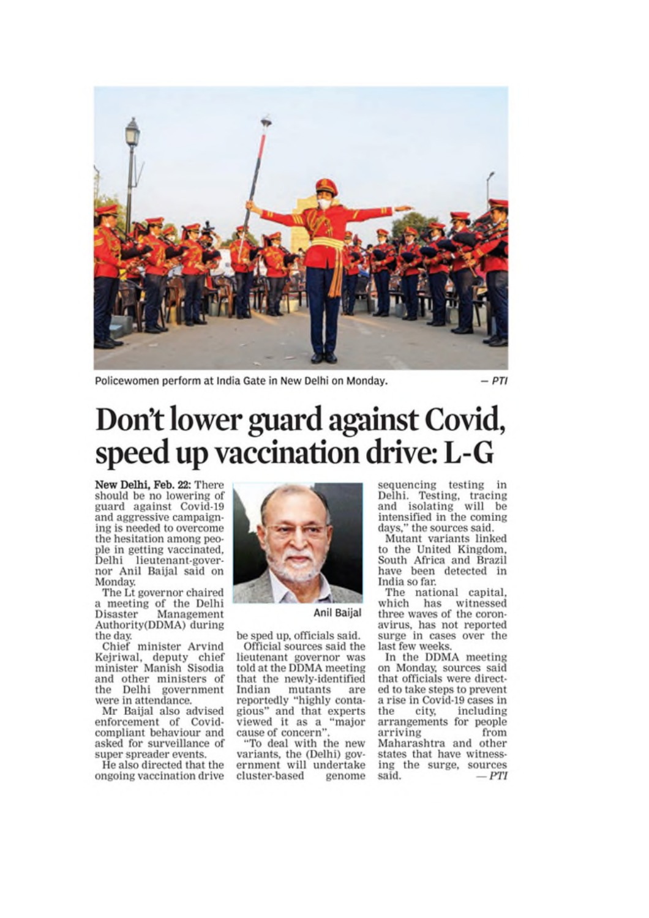Policewomen perform at India Gate in New Delhi on Monday. — PTI

# Don't lower guard against Covid, speed up vaccination drive: L-G

**New Delhi, Feb. 22:** There should be no lowering of guard against Covid-19 and aggressive campaigning is needed to overcome the hesitation among people in getting vaccinated, Delhi lieutenant-governor Anil Baijal said on Monday.

The Lt governor chaired a meeting of the Delhi Disaster Management Authority(DDMA) during the day.

Chief minister Arvind Kejriwal, deputy chief minister Manish Sisodia and other ministers of the Delhi government were in attendance.

Mr Baijal also advised enforcement of Covid-compliant behaviour and asked for surveillance of super spreader events.

He also directed that the ongoing vaccination drive be sped up, officials said.

Anil Baijal

Official sources said the lieutenant governor was told at the DDMA meeting that the newly-identified Indian mutants are reportedly "highly contagious" and that experts viewed it as a "major cause of concern".

"To deal with the new variants, the (Delhi) government will undertake cluster-based genome sequencing testing in Delhi. Testing, tracing and isolating will be intensified in the coming days," the sources said.

Mutant variants linked to the United Kingdom, South Africa and Brazil have been detected in India so far.

The national capital, which has witnessed three waves of the coronavirus, has not reported surge in cases over the last few weeks.

In the DDMA meeting on Monday, sources said that officials were directed to take steps to prevent a rise in Covid-19 cases in the city, including arrangements for people arriving from Maharashtra and other states that have witnessing the surge, sources said. — PTI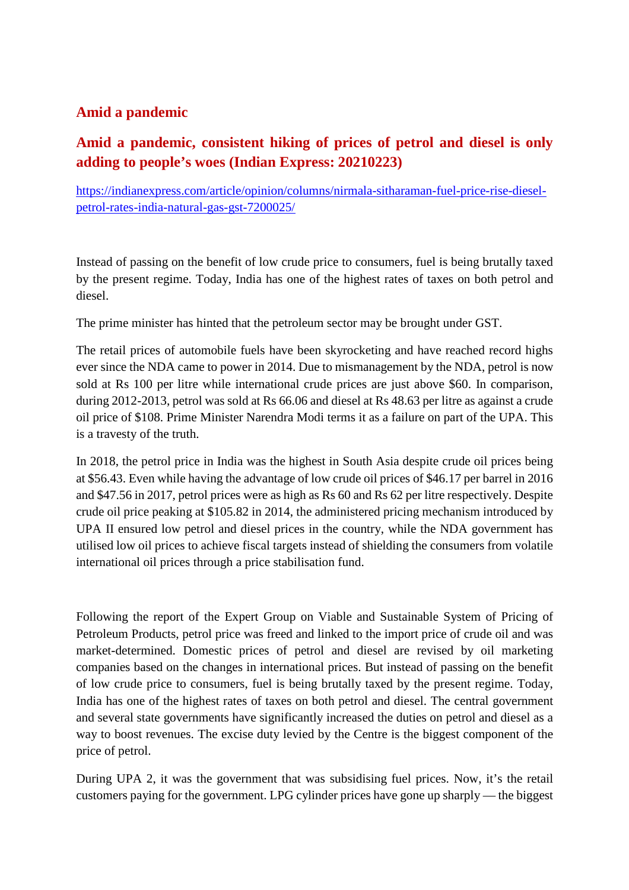## Amid a pandemic

## Amid a pandemic, consistent hiking of prices of petrol and diesel is only adding to people's woes (Indian Express: 20210223)

https://indianexpress.com/article/opinion/columns/nirmala-sitharaman-fuel-price-rise-diesel-petrol-rates-india-natural-gas-gst-7200025/

Instead of passing on the benefit of low crude price to consumers, fuel is being brutally taxed by the present regime. Today, India has one of the highest rates of taxes on both petrol and diesel.

The prime minister has hinted that the petroleum sector may be brought under GST.

The retail prices of automobile fuels have been skyrocketing and have reached record highs ever since the NDA came to power in 2014. Due to mismanagement by the NDA, petrol is now sold at Rs 100 per litre while international crude prices are just above $60. In comparison, during 2012-2013, petrol was sold at Rs 66.06 and diesel at Rs 48.63 per litre as against a crude oil price of $108. Prime Minister Narendra Modi terms it as a failure on part of the UPA. This is a travesty of the truth.

In 2018, the petrol price in India was the highest in South Asia despite crude oil prices being at $56.43. Even while having the advantage of low crude oil prices of $46.17 per barrel in 2016 and $47.56 in 2017, petrol prices were as high as Rs 60 and Rs 62 per litre respectively. Despite crude oil price peaking at $105.82 in 2014, the administered pricing mechanism introduced by UPA II ensured low petrol and diesel prices in the country, while the NDA government has utilised low oil prices to achieve fiscal targets instead of shielding the consumers from volatile international oil prices through a price stabilisation fund.

Following the report of the Expert Group on Viable and Sustainable System of Pricing of Petroleum Products, petrol price was freed and linked to the import price of crude oil and was market-determined. Domestic prices of petrol and diesel are revised by oil marketing companies based on the changes in international prices. But instead of passing on the benefit of low crude price to consumers, fuel is being brutally taxed by the present regime. Today, India has one of the highest rates of taxes on both petrol and diesel. The central government and several state governments have significantly increased the duties on petrol and diesel as a way to boost revenues. The excise duty levied by the Centre is the biggest component of the price of petrol.

During UPA 2, it was the government that was subsidising fuel prices. Now, it's the retail customers paying for the government. LPG cylinder prices have gone up sharply — the biggest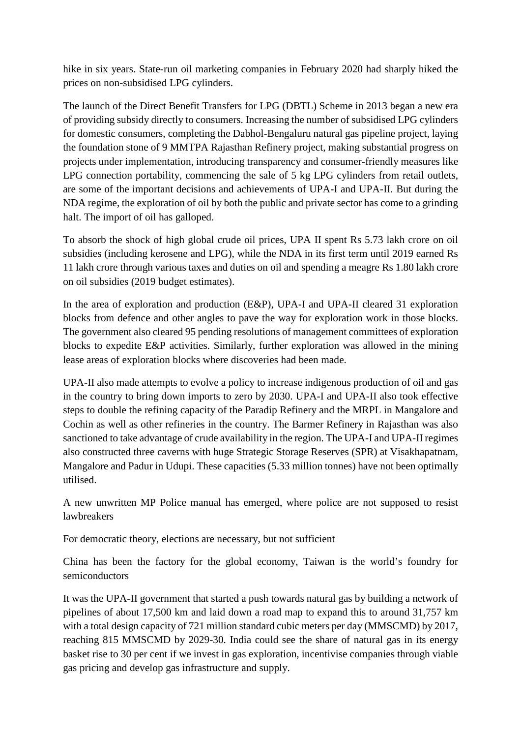hike in six years. State-run oil marketing companies in February 2020 had sharply hiked the prices on non-subsidised LPG cylinders.

The launch of the Direct Benefit Transfers for LPG (DBTL) Scheme in 2013 began a new era of providing subsidy directly to consumers. Increasing the number of subsidised LPG cylinders for domestic consumers, completing the Dabhol-Bengaluru natural gas pipeline project, laying the foundation stone of 9 MMTPA Rajasthan Refinery project, making substantial progress on projects under implementation, introducing transparency and consumer-friendly measures like LPG connection portability, commencing the sale of 5 kg LPG cylinders from retail outlets, are some of the important decisions and achievements of UPA-I and UPA-II. But during the NDA regime, the exploration of oil by both the public and private sector has come to a grinding halt. The import of oil has galloped.

To absorb the shock of high global crude oil prices, UPA II spent Rs 5.73 lakh crore on oil subsidies (including kerosene and LPG), while the NDA in its first term until 2019 earned Rs 11 lakh crore through various taxes and duties on oil and spending a meagre Rs 1.80 lakh crore on oil subsidies (2019 budget estimates).

In the area of exploration and production (E&P), UPA-I and UPA-II cleared 31 exploration blocks from defence and other angles to pave the way for exploration work in those blocks. The government also cleared 95 pending resolutions of management committees of exploration blocks to expedite E&P activities. Similarly, further exploration was allowed in the mining lease areas of exploration blocks where discoveries had been made.

UPA-II also made attempts to evolve a policy to increase indigenous production of oil and gas in the country to bring down imports to zero by 2030. UPA-I and UPA-II also took effective steps to double the refining capacity of the Paradip Refinery and the MRPL in Mangalore and Cochin as well as other refineries in the country. The Barmer Refinery in Rajasthan was also sanctioned to take advantage of crude availability in the region. The UPA-I and UPA-II regimes also constructed three caverns with huge Strategic Storage Reserves (SPR) at Visakhapatnam, Mangalore and Padur in Udupi. These capacities (5.33 million tonnes) have not been optimally utilised.

A new unwritten MP Police manual has emerged, where police are not supposed to resist lawbreakers

For democratic theory, elections are necessary, but not sufficient

China has been the factory for the global economy, Taiwan is the world's foundry for semiconductors

It was the UPA-II government that started a push towards natural gas by building a network of pipelines of about 17,500 km and laid down a road map to expand this to around 31,757 km with a total design capacity of 721 million standard cubic meters per day (MMSCMD) by 2017, reaching 815 MMSCMD by 2029-30. India could see the share of natural gas in its energy basket rise to 30 per cent if we invest in gas exploration, incentivise companies through viable gas pricing and develop gas infrastructure and supply.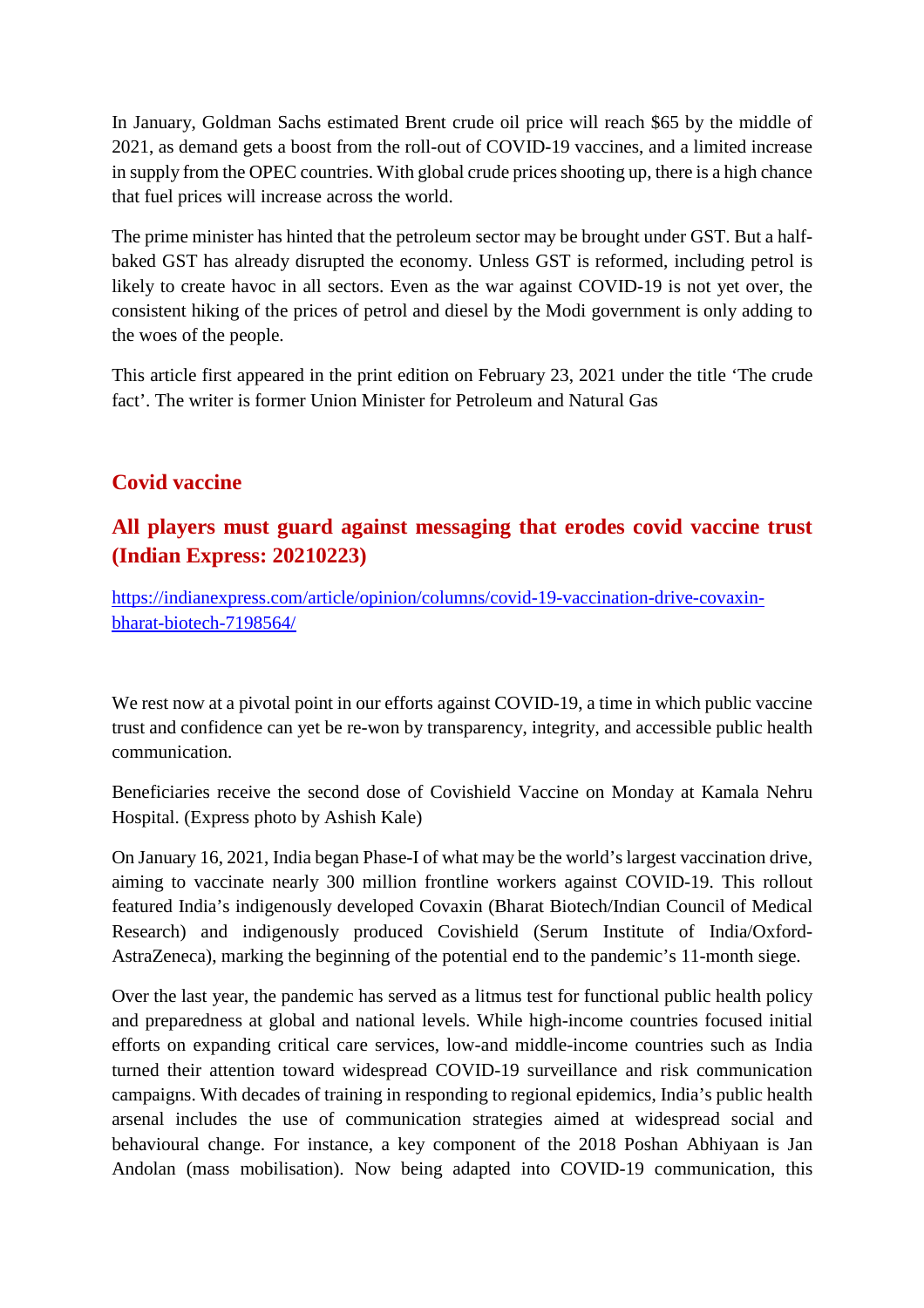In January, Goldman Sachs estimated Brent crude oil price will reach $65 by the middle of 2021, as demand gets a boost from the roll-out of COVID-19 vaccines, and a limited increase in supply from the OPEC countries. With global crude prices shooting up, there is a high chance that fuel prices will increase across the world.

The prime minister has hinted that the petroleum sector may be brought under GST. But a half-baked GST has already disrupted the economy. Unless GST is reformed, including petrol is likely to create havoc in all sectors. Even as the war against COVID-19 is not yet over, the consistent hiking of the prices of petrol and diesel by the Modi government is only adding to the woes of the people.

This article first appeared in the print edition on February 23, 2021 under the title 'The crude fact'. The writer is former Union Minister for Petroleum and Natural Gas

## Covid vaccine

## All players must guard against messaging that erodes covid vaccine trust (Indian Express: 20210223)

https://indianexpress.com/article/opinion/columns/covid-19-vaccination-drive-covaxin-bharat-biotech-7198564/

We rest now at a pivotal point in our efforts against COVID-19, a time in which public vaccine trust and confidence can yet be re-won by transparency, integrity, and accessible public health communication.

Beneficiaries receive the second dose of Covishield Vaccine on Monday at Kamala Nehru Hospital. (Express photo by Ashish Kale)

On January 16, 2021, India began Phase-I of what may be the world's largest vaccination drive, aiming to vaccinate nearly 300 million frontline workers against COVID-19. This rollout featured India's indigenously developed Covaxin (Bharat Biotech/Indian Council of Medical Research) and indigenously produced Covishield (Serum Institute of India/Oxford-AstraZeneca), marking the beginning of the potential end to the pandemic's 11-month siege.

Over the last year, the pandemic has served as a litmus test for functional public health policy and preparedness at global and national levels. While high-income countries focused initial efforts on expanding critical care services, low-and middle-income countries such as India turned their attention toward widespread COVID-19 surveillance and risk communication campaigns. With decades of training in responding to regional epidemics, India's public health arsenal includes the use of communication strategies aimed at widespread social and behavioural change. For instance, a key component of the 2018 Poshan Abhiyaan is Jan Andolan (mass mobilisation). Now being adapted into COVID-19 communication, this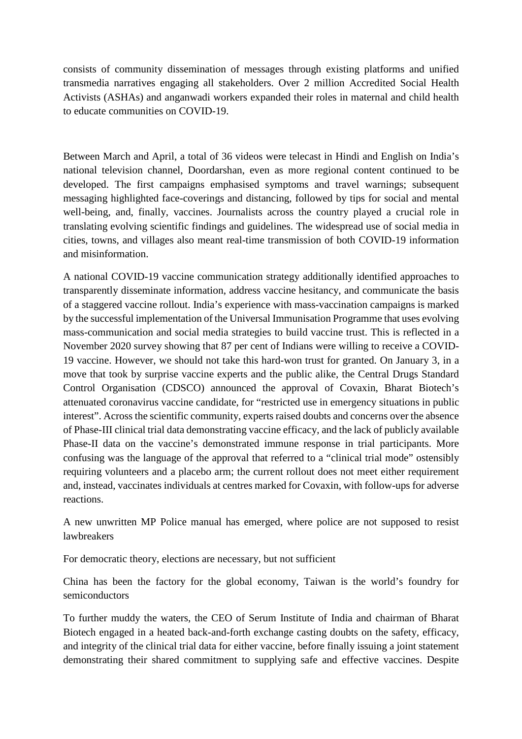consists of community dissemination of messages through existing platforms and unified transmedia narratives engaging all stakeholders. Over 2 million Accredited Social Health Activists (ASHAs) and anganwadi workers expanded their roles in maternal and child health to educate communities on COVID-19.

Between March and April, a total of 36 videos were telecast in Hindi and English on India's national television channel, Doordarshan, even as more regional content continued to be developed. The first campaigns emphasised symptoms and travel warnings; subsequent messaging highlighted face-coverings and distancing, followed by tips for social and mental well-being, and, finally, vaccines. Journalists across the country played a crucial role in translating evolving scientific findings and guidelines. The widespread use of social media in cities, towns, and villages also meant real-time transmission of both COVID-19 information and misinformation.

A national COVID-19 vaccine communication strategy additionally identified approaches to transparently disseminate information, address vaccine hesitancy, and communicate the basis of a staggered vaccine rollout. India's experience with mass-vaccination campaigns is marked by the successful implementation of the Universal Immunisation Programme that uses evolving mass-communication and social media strategies to build vaccine trust. This is reflected in a November 2020 survey showing that 87 per cent of Indians were willing to receive a COVID-19 vaccine. However, we should not take this hard-won trust for granted. On January 3, in a move that took by surprise vaccine experts and the public alike, the Central Drugs Standard Control Organisation (CDSCO) announced the approval of Covaxin, Bharat Biotech's attenuated coronavirus vaccine candidate, for "restricted use in emergency situations in public interest". Across the scientific community, experts raised doubts and concerns over the absence of Phase-III clinical trial data demonstrating vaccine efficacy, and the lack of publicly available Phase-II data on the vaccine's demonstrated immune response in trial participants. More confusing was the language of the approval that referred to a "clinical trial mode" ostensibly requiring volunteers and a placebo arm; the current rollout does not meet either requirement and, instead, vaccinates individuals at centres marked for Covaxin, with follow-ups for adverse reactions.

A new unwritten MP Police manual has emerged, where police are not supposed to resist lawbreakers

For democratic theory, elections are necessary, but not sufficient

China has been the factory for the global economy, Taiwan is the world's foundry for semiconductors

To further muddy the waters, the CEO of Serum Institute of India and chairman of Bharat Biotech engaged in a heated back-and-forth exchange casting doubts on the safety, efficacy, and integrity of the clinical trial data for either vaccine, before finally issuing a joint statement demonstrating their shared commitment to supplying safe and effective vaccines. Despite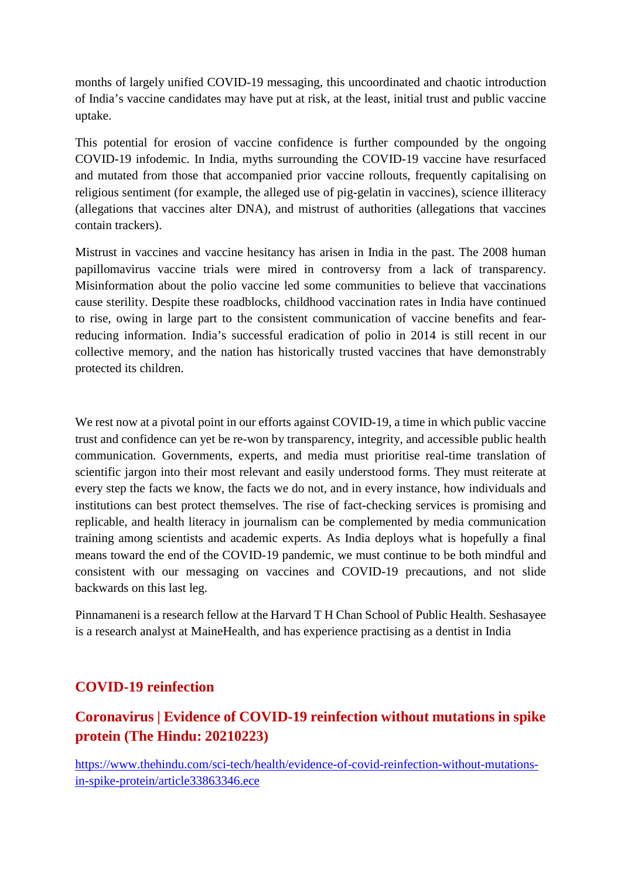months of largely unified COVID-19 messaging, this uncoordinated and chaotic introduction of India's vaccine candidates may have put at risk, at the least, initial trust and public vaccine uptake.

This potential for erosion of vaccine confidence is further compounded by the ongoing COVID-19 infodemic. In India, myths surrounding the COVID-19 vaccine have resurfaced and mutated from those that accompanied prior vaccine rollouts, frequently capitalising on religious sentiment (for example, the alleged use of pig-gelatin in vaccines), science illiteracy (allegations that vaccines alter DNA), and mistrust of authorities (allegations that vaccines contain trackers).

Mistrust in vaccines and vaccine hesitancy has arisen in India in the past. The 2008 human papillomavirus vaccine trials were mired in controversy from a lack of transparency. Misinformation about the polio vaccine led some communities to believe that vaccinations cause sterility. Despite these roadblocks, childhood vaccination rates in India have continued to rise, owing in large part to the consistent communication of vaccine benefits and fear-reducing information. India's successful eradication of polio in 2014 is still recent in our collective memory, and the nation has historically trusted vaccines that have demonstrably protected its children.

We rest now at a pivotal point in our efforts against COVID-19, a time in which public vaccine trust and confidence can yet be re-won by transparency, integrity, and accessible public health communication. Governments, experts, and media must prioritise real-time translation of scientific jargon into their most relevant and easily understood forms. They must reiterate at every step the facts we know, the facts we do not, and in every instance, how individuals and institutions can best protect themselves. The rise of fact-checking services is promising and replicable, and health literacy in journalism can be complemented by media communication training among scientists and academic experts. As India deploys what is hopefully a final means toward the end of the COVID-19 pandemic, we must continue to be both mindful and consistent with our messaging on vaccines and COVID-19 precautions, and not slide backwards on this last leg.

Pinnamaneni is a research fellow at the Harvard T H Chan School of Public Health. Seshasayee is a research analyst at MaineHealth, and has experience practising as a dentist in India

## COVID-19 reinfection

## Coronavirus | Evidence of COVID-19 reinfection without mutations in spike protein (The Hindu: 20210223)

https://www.thehindu.com/sci-tech/health/evidence-of-covid-reinfection-without-mutations-in-spike-protein/article33863346.ece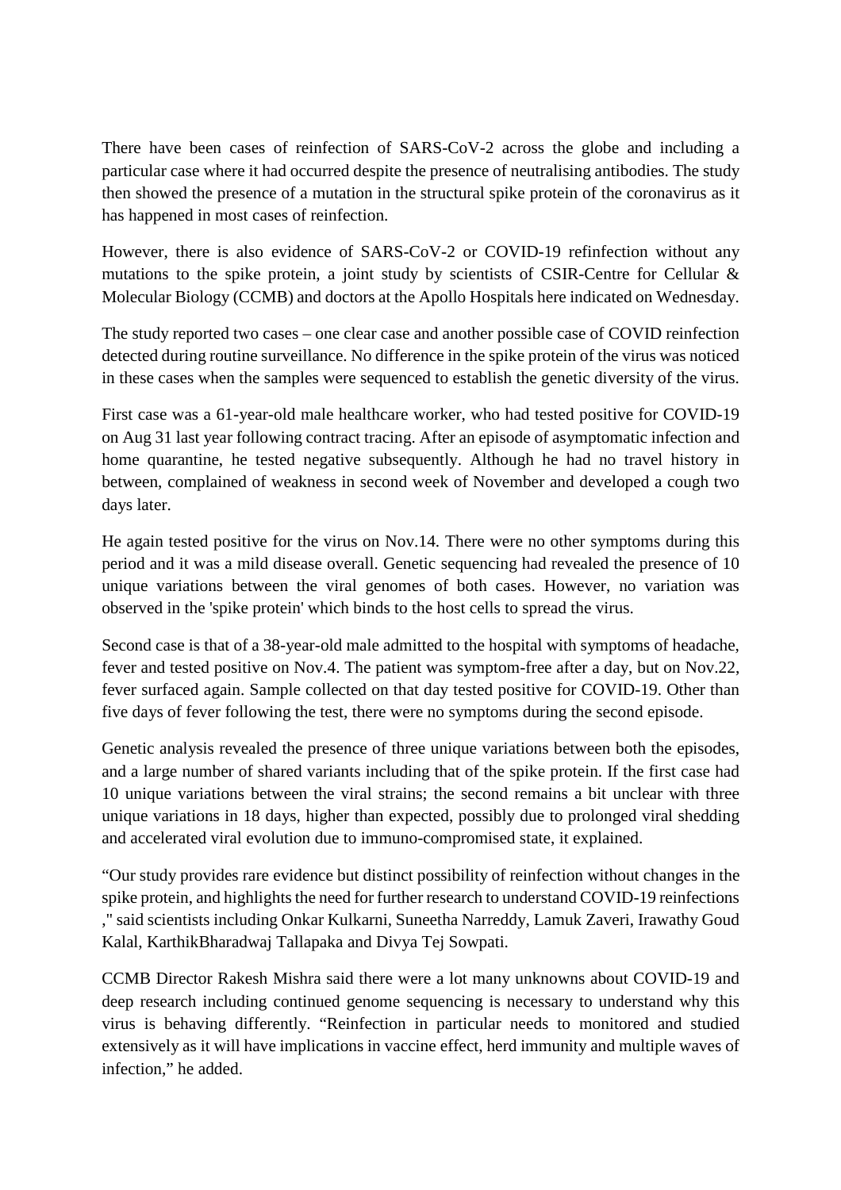There have been cases of reinfection of SARS-CoV-2 across the globe and including a particular case where it had occurred despite the presence of neutralising antibodies. The study then showed the presence of a mutation in the structural spike protein of the coronavirus as it has happened in most cases of reinfection.

However, there is also evidence of SARS-CoV-2 or COVID-19 refinfection without any mutations to the spike protein, a joint study by scientists of CSIR-Centre for Cellular & Molecular Biology (CCMB) and doctors at the Apollo Hospitals here indicated on Wednesday.

The study reported two cases – one clear case and another possible case of COVID reinfection detected during routine surveillance. No difference in the spike protein of the virus was noticed in these cases when the samples were sequenced to establish the genetic diversity of the virus.

First case was a 61-year-old male healthcare worker, who had tested positive for COVID-19 on Aug 31 last year following contract tracing. After an episode of asymptomatic infection and home quarantine, he tested negative subsequently. Although he had no travel history in between, complained of weakness in second week of November and developed a cough two days later.

He again tested positive for the virus on Nov.14. There were no other symptoms during this period and it was a mild disease overall. Genetic sequencing had revealed the presence of 10 unique variations between the viral genomes of both cases. However, no variation was observed in the 'spike protein' which binds to the host cells to spread the virus.

Second case is that of a 38-year-old male admitted to the hospital with symptoms of headache, fever and tested positive on Nov.4. The patient was symptom-free after a day, but on Nov.22, fever surfaced again. Sample collected on that day tested positive for COVID-19. Other than five days of fever following the test, there were no symptoms during the second episode.

Genetic analysis revealed the presence of three unique variations between both the episodes, and a large number of shared variants including that of the spike protein. If the first case had 10 unique variations between the viral strains; the second remains a bit unclear with three unique variations in 18 days, higher than expected, possibly due to prolonged viral shedding and accelerated viral evolution due to immuno-compromised state, it explained.

"Our study provides rare evidence but distinct possibility of reinfection without changes in the spike protein, and highlights the need for further research to understand COVID-19 reinfections ," said scientists including Onkar Kulkarni, Suneetha Narreddy, Lamuk Zaveri, Irawathy Goud Kalal, KarthikBharadwaj Tallapaka and Divya Tej Sowpati.

CCMB Director Rakesh Mishra said there were a lot many unknowns about COVID-19 and deep research including continued genome sequencing is necessary to understand why this virus is behaving differently. "Reinfection in particular needs to monitored and studied extensively as it will have implications in vaccine effect, herd immunity and multiple waves of infection," he added.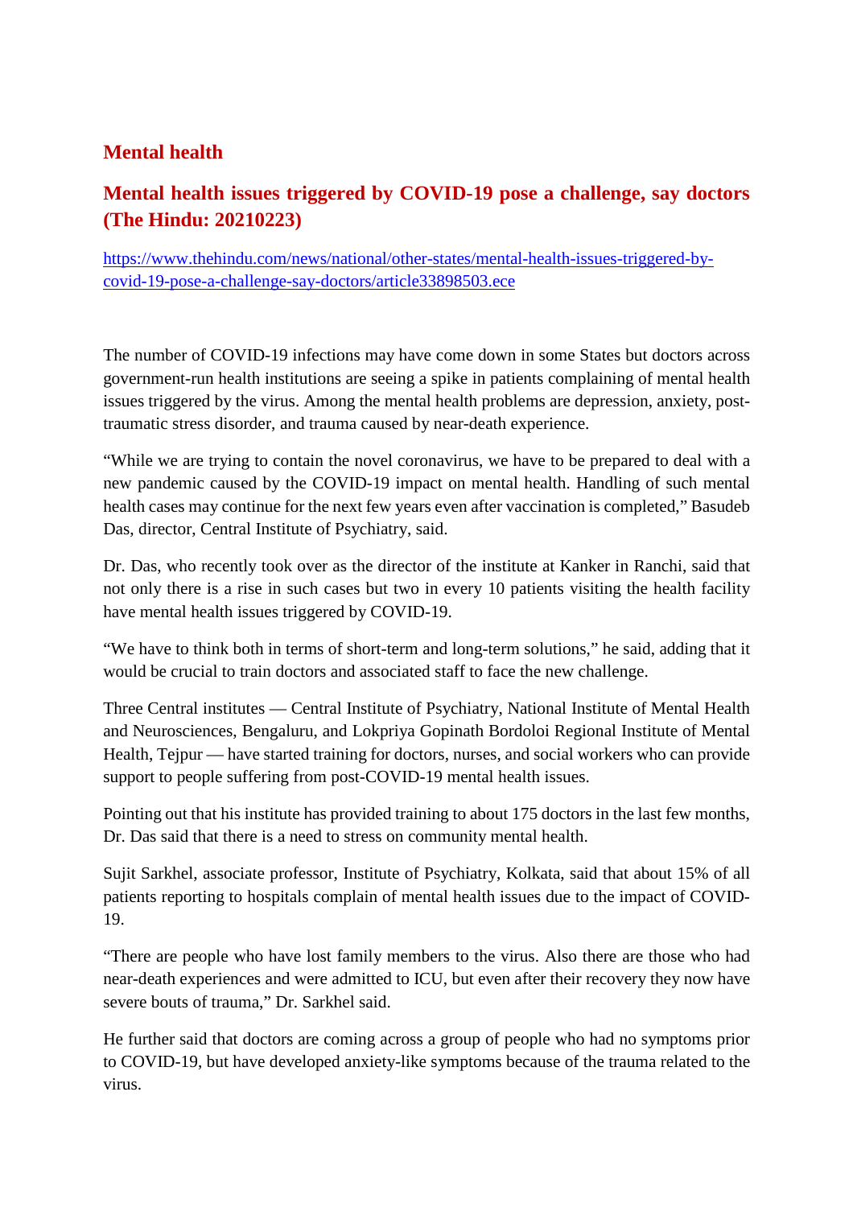## Mental health

### Mental health issues triggered by COVID-19 pose a challenge, say doctors (The Hindu: 20210223)

https://www.thehindu.com/news/national/other-states/mental-health-issues-triggered-by-covid-19-pose-a-challenge-say-doctors/article33898503.ece

The number of COVID-19 infections may have come down in some States but doctors across government-run health institutions are seeing a spike in patients complaining of mental health issues triggered by the virus. Among the mental health problems are depression, anxiety, post-traumatic stress disorder, and trauma caused by near-death experience.

"While we are trying to contain the novel coronavirus, we have to be prepared to deal with a new pandemic caused by the COVID-19 impact on mental health. Handling of such mental health cases may continue for the next few years even after vaccination is completed," Basudeb Das, director, Central Institute of Psychiatry, said.

Dr. Das, who recently took over as the director of the institute at Kanker in Ranchi, said that not only there is a rise in such cases but two in every 10 patients visiting the health facility have mental health issues triggered by COVID-19.

"We have to think both in terms of short-term and long-term solutions," he said, adding that it would be crucial to train doctors and associated staff to face the new challenge.

Three Central institutes — Central Institute of Psychiatry, National Institute of Mental Health and Neurosciences, Bengaluru, and Lokpriya Gopinath Bordoloi Regional Institute of Mental Health, Tejpur — have started training for doctors, nurses, and social workers who can provide support to people suffering from post-COVID-19 mental health issues.

Pointing out that his institute has provided training to about 175 doctors in the last few months, Dr. Das said that there is a need to stress on community mental health.

Sujit Sarkhel, associate professor, Institute of Psychiatry, Kolkata, said that about 15% of all patients reporting to hospitals complain of mental health issues due to the impact of COVID-19.

"There are people who have lost family members to the virus. Also there are those who had near-death experiences and were admitted to ICU, but even after their recovery they now have severe bouts of trauma," Dr. Sarkhel said.

He further said that doctors are coming across a group of people who had no symptoms prior to COVID-19, but have developed anxiety-like symptoms because of the trauma related to the virus.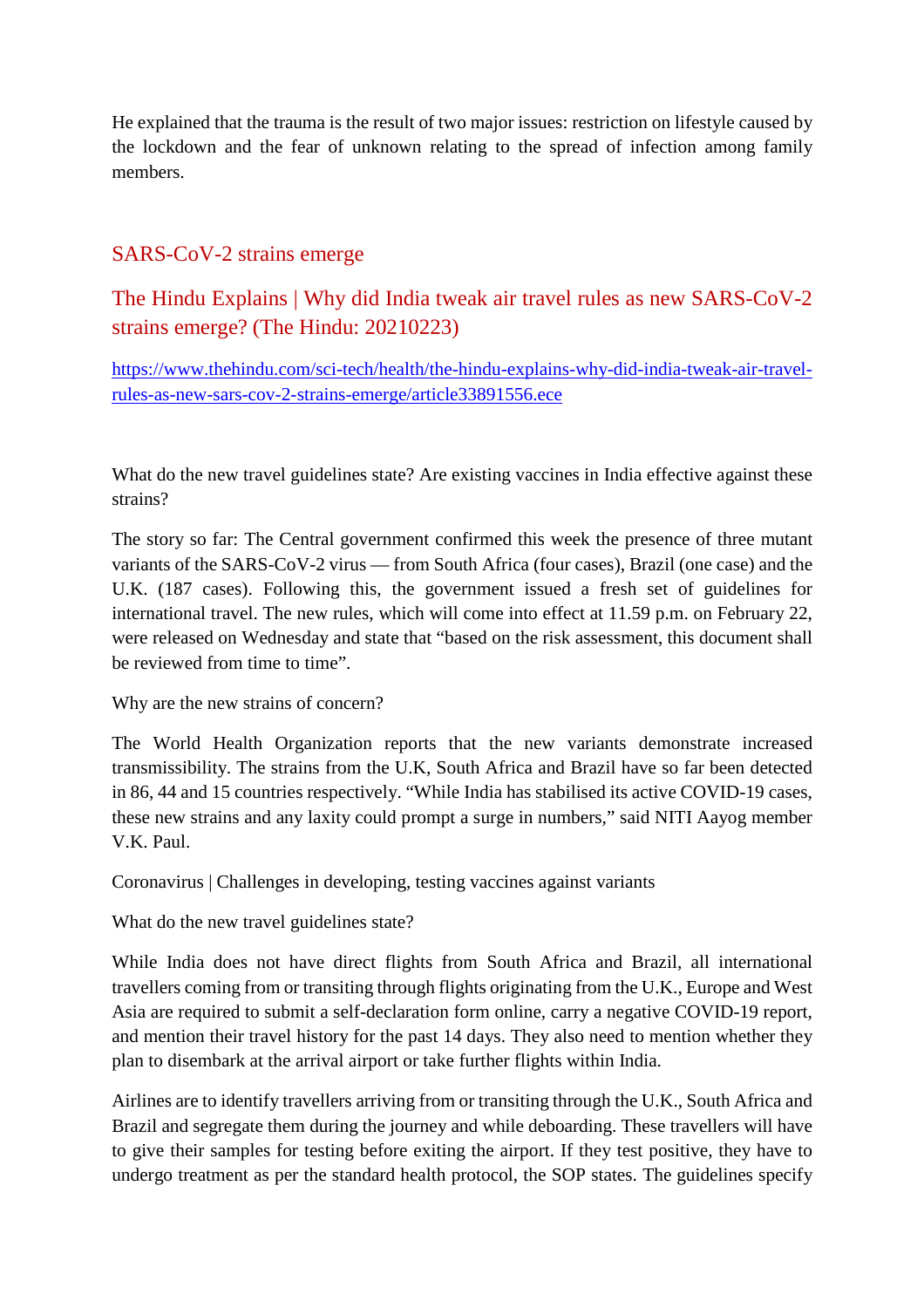He explained that the trauma is the result of two major issues: restriction on lifestyle caused by the lockdown and the fear of unknown relating to the spread of infection among family members.

## SARS-CoV-2 strains emerge

### The Hindu Explains | Why did India tweak air travel rules as new SARS-CoV-2 strains emerge? (The Hindu: 20210223)

https://www.thehindu.com/sci-tech/health/the-hindu-explains-why-did-india-tweak-air-travel-rules-as-new-sars-cov-2-strains-emerge/article33891556.ece

What do the new travel guidelines state? Are existing vaccines in India effective against these strains?

The story so far: The Central government confirmed this week the presence of three mutant variants of the SARS-CoV-2 virus — from South Africa (four cases), Brazil (one case) and the U.K. (187 cases). Following this, the government issued a fresh set of guidelines for international travel. The new rules, which will come into effect at 11.59 p.m. on February 22, were released on Wednesday and state that "based on the risk assessment, this document shall be reviewed from time to time".

Why are the new strains of concern?

The World Health Organization reports that the new variants demonstrate increased transmissibility. The strains from the U.K, South Africa and Brazil have so far been detected in 86, 44 and 15 countries respectively. "While India has stabilised its active COVID-19 cases, these new strains and any laxity could prompt a surge in numbers," said NITI Aayog member V.K. Paul.

Coronavirus | Challenges in developing, testing vaccines against variants

What do the new travel guidelines state?

While India does not have direct flights from South Africa and Brazil, all international travellers coming from or transiting through flights originating from the U.K., Europe and West Asia are required to submit a self-declaration form online, carry a negative COVID-19 report, and mention their travel history for the past 14 days. They also need to mention whether they plan to disembark at the arrival airport or take further flights within India.

Airlines are to identify travellers arriving from or transiting through the U.K., South Africa and Brazil and segregate them during the journey and while deboarding. These travellers will have to give their samples for testing before exiting the airport. If they test positive, they have to undergo treatment as per the standard health protocol, the SOP states. The guidelines specify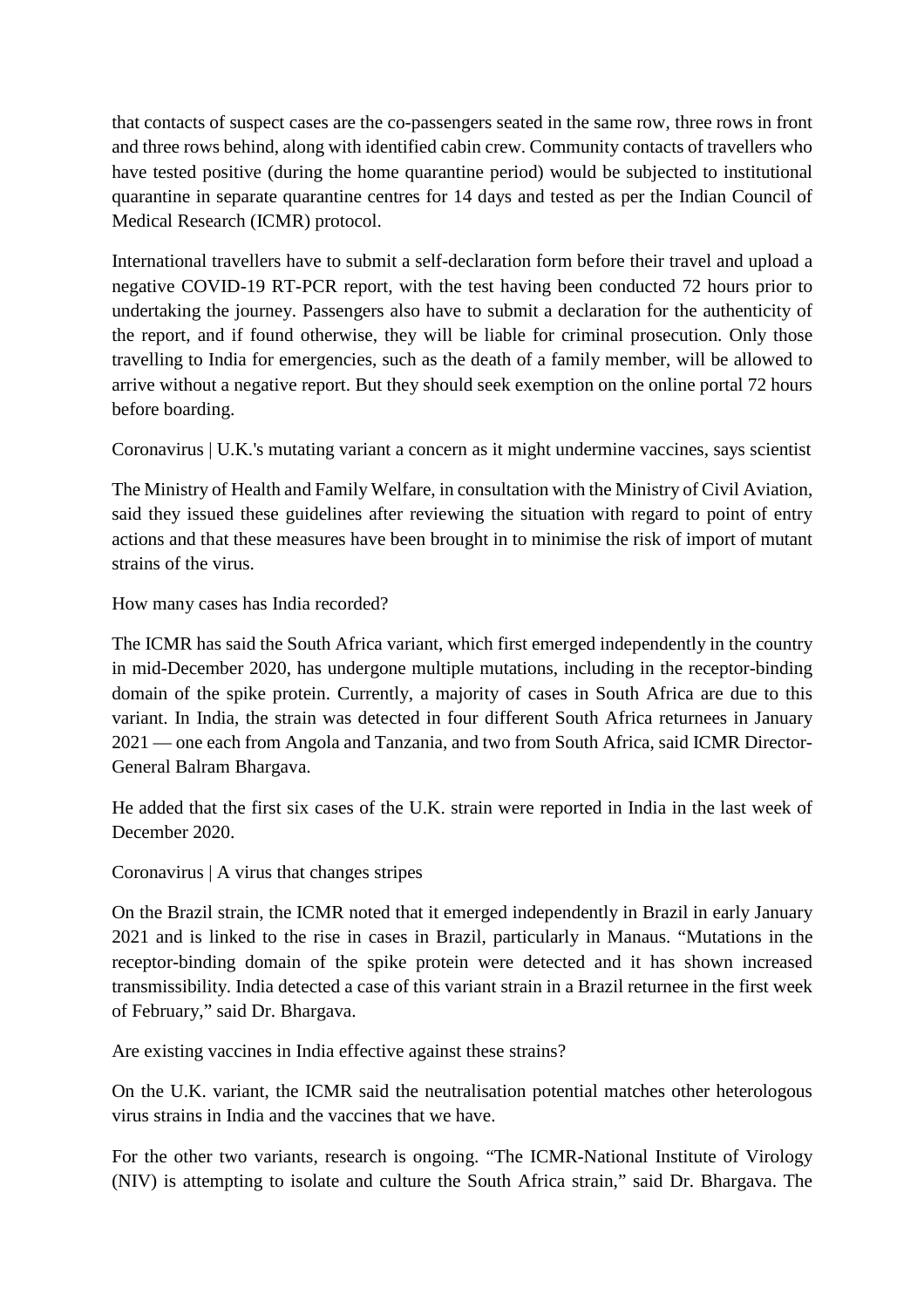that contacts of suspect cases are the co-passengers seated in the same row, three rows in front and three rows behind, along with identified cabin crew. Community contacts of travellers who have tested positive (during the home quarantine period) would be subjected to institutional quarantine in separate quarantine centres for 14 days and tested as per the Indian Council of Medical Research (ICMR) protocol.

International travellers have to submit a self-declaration form before their travel and upload a negative COVID-19 RT-PCR report, with the test having been conducted 72 hours prior to undertaking the journey. Passengers also have to submit a declaration for the authenticity of the report, and if found otherwise, they will be liable for criminal prosecution. Only those travelling to India for emergencies, such as the death of a family member, will be allowed to arrive without a negative report. But they should seek exemption on the online portal 72 hours before boarding.

Coronavirus | U.K.'s mutating variant a concern as it might undermine vaccines, says scientist

The Ministry of Health and Family Welfare, in consultation with the Ministry of Civil Aviation, said they issued these guidelines after reviewing the situation with regard to point of entry actions and that these measures have been brought in to minimise the risk of import of mutant strains of the virus.

How many cases has India recorded?

The ICMR has said the South Africa variant, which first emerged independently in the country in mid-December 2020, has undergone multiple mutations, including in the receptor-binding domain of the spike protein. Currently, a majority of cases in South Africa are due to this variant. In India, the strain was detected in four different South Africa returnees in January 2021 — one each from Angola and Tanzania, and two from South Africa, said ICMR Director-General Balram Bhargava.

He added that the first six cases of the U.K. strain were reported in India in the last week of December 2020.

Coronavirus | A virus that changes stripes

On the Brazil strain, the ICMR noted that it emerged independently in Brazil in early January 2021 and is linked to the rise in cases in Brazil, particularly in Manaus. "Mutations in the receptor-binding domain of the spike protein were detected and it has shown increased transmissibility. India detected a case of this variant strain in a Brazil returnee in the first week of February," said Dr. Bhargava.

Are existing vaccines in India effective against these strains?

On the U.K. variant, the ICMR said the neutralisation potential matches other heterologous virus strains in India and the vaccines that we have.

For the other two variants, research is ongoing. "The ICMR-National Institute of Virology (NIV) is attempting to isolate and culture the South Africa strain," said Dr. Bhargava. The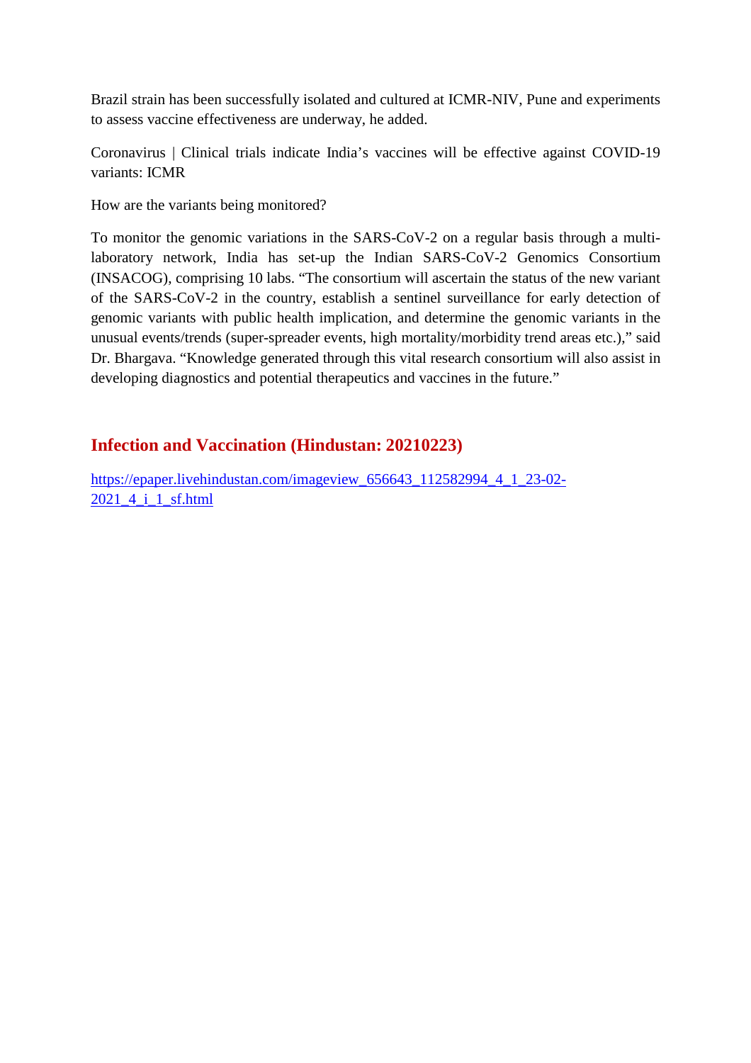Brazil strain has been successfully isolated and cultured at ICMR-NIV, Pune and experiments to assess vaccine effectiveness are underway, he added.

Coronavirus | Clinical trials indicate India's vaccines will be effective against COVID-19 variants: ICMR

How are the variants being monitored?

To monitor the genomic variations in the SARS-CoV-2 on a regular basis through a multi-laboratory network, India has set-up the Indian SARS-CoV-2 Genomics Consortium (INSACOG), comprising 10 labs. "The consortium will ascertain the status of the new variant of the SARS-CoV-2 in the country, establish a sentinel surveillance for early detection of genomic variants with public health implication, and determine the genomic variants in the unusual events/trends (super-spreader events, high mortality/morbidity trend areas etc.)," said Dr. Bhargava. "Knowledge generated through this vital research consortium will also assist in developing diagnostics and potential therapeutics and vaccines in the future."

## Infection and Vaccination (Hindustan: 20210223)

https://epaper.livehindustan.com/imageview_656643_112582994_4_1_23-02-2021_4_i_1_sf.html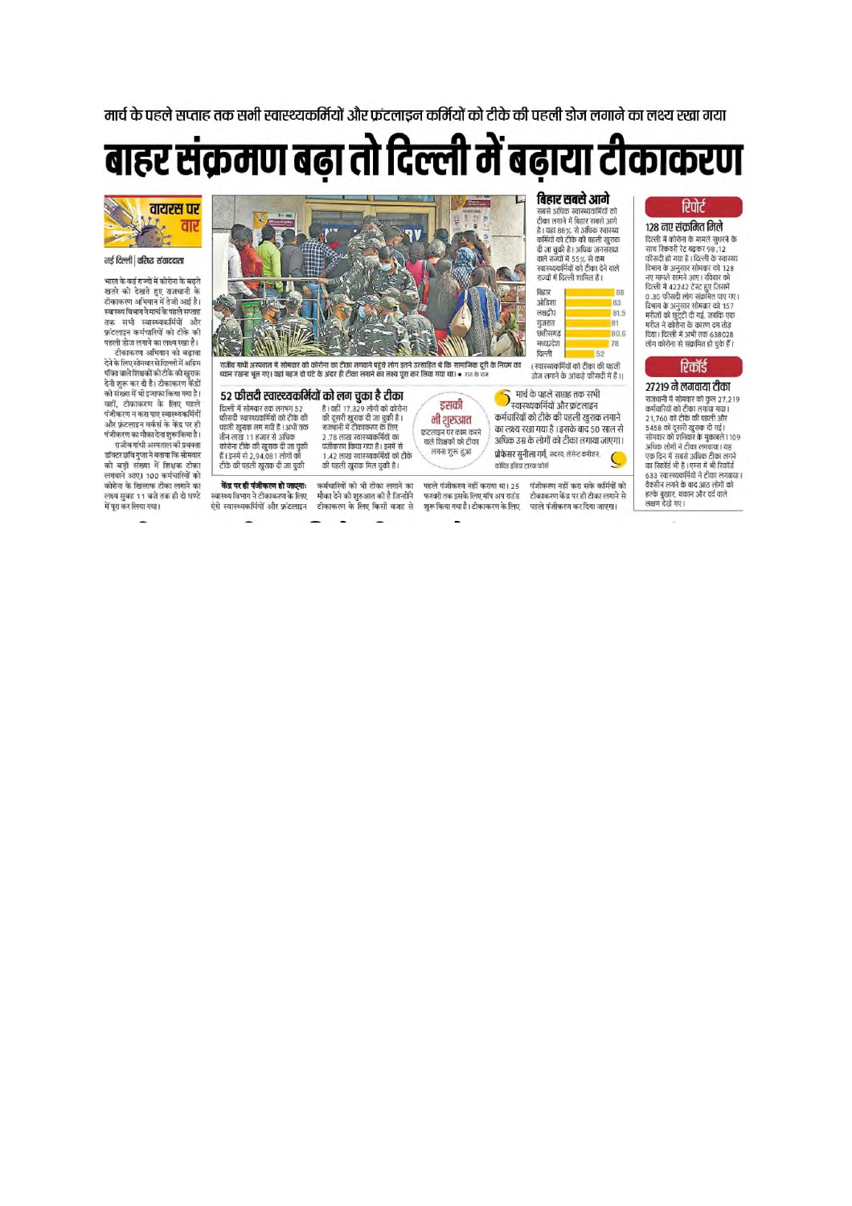मार्च के पहले सप्ताह तक सभी स्वास्थ्यकर्मियों और फ्रंटलाइन कर्मियों को टीके की पहली डोज लगाने का लक्ष्य रखा गया

# बाहर संक्रमण बढ़ा तो दिल्ली में बढ़ाया टीकाकरण

वायरस पर वार

नई दिल्ली | वरिष्ठ संवाददाता

भारत के कई राज्यों में कोरोना के बढ़ते खतरे को देखते हुए राजधानी के टीकाकरण अभियान में तेजी आई है। स्वास्थ्य विभाग ने मार्च के पहले सप्ताह तक सभी स्वास्थ्यकर्मियों और फ्रंटलाइन कर्मचारियों को टीके की पहली डोज लगाने का लक्ष्य रखा है।

टीकाकरण अभियान को बढ़ावा देने के लिए सोमवार से दिल्ली में अग्रिम पंक्ति वाले शिक्षकों को टीके की खुराक देनी शुरू कर दी है। टीकाकरण केंद्रों की संख्या में भी इजाफा किया गया है। वहीं, टीकाकरण के लिए पहले पंजीकरण न करा पाए स्वास्थ्यकर्मियों और फ्रंटलाइन वर्कर्स के केंद्र पर ही पंजीकरण का मौका देना शुरू किया है।

राजीव गांधी अस्पताल की प्रवक्ता डॉक्टर छवि गुप्ता ने बताया कि सोमवार को बड़ी संख्या में शिक्षक टीका लगवाने आए। 100 कर्मचारियों को कोरोना के खिलाफ टीका लगाने का लक्ष्य सुबह 11 बजे तक ही दो घंटे में पूरा कर लिया गया।

राजीव गांधी अस्पताल में सोमवार को कोरोना का टीका लगवाने पहुंचे लोग इतने उत्साहित थे कि सामाजिक दूरी के नियम का ध्यान रखना भूल गए। यहां महज दो घंटे के अंदर ही टीका लगाने का लक्ष्य पूरा कर लिया गया था। ● राज के राज

## 52 फीसदी स्वास्थ्यकर्मियों को लग चुका है टीका

दिल्ली में सोमवार तक लगभग 52 फीसदी स्वास्थ्यकर्मियों को टीके की पहली खुराक लग गयी है। अभी तक तीन लाख 11 हजार से अधिक कोरोना टीके की खुराक दी जा चुकी हैं। इनमें से 2,94,081 लोगों को टीके की पहली खुराक दी जा चुकी है। वहीं 17,329 लोगों को कोरोना की दूसरी खुराक दी जा चुकी है। राजधानी में टीकाकरण के लिए 2.78 लाख स्वास्थ्यकर्मियों का पंजीकरण किया गया है। इनमें से 1.42 लाख स्वास्थ्यकर्मियों को टीके की पहली खुराक मिल चुकी है।

**इसकी भी शुरुआत**

फ्रंटलाइन पर काम करने वाले शिक्षकों को टीका लगना शुरू हुआ

**केंद्र पर ही पंजीकरण हो जाएगा:** स्वास्थ्य विभाग ने टीकाकरण के लिए ऐसे स्वास्थ्यकर्मियों और फ्रंटलाइन कर्मचारियों को भी टीका लगाने का मौका देने की शुरुआत की है जिन्होंने टीकाकरण के लिए किसी वजह से पहले पंजीकरण नहीं कराया था। 25 फरवरी तक इसके लिए मॉप अप राउंड शुरू किया गया है। टीकाकरण के लिए पंजीकरण नहीं करा सके कर्मियों को टीकाकरण केंद्र पर ही टीका लगाने से पहले पंजीकरण कर दिया जाएगा।

मार्च के पहले सप्ताह तक सभी स्वास्थ्यकर्मियों और फ्रंटलाइन कर्मचारियों को टीके की पहली खुराक लगाने का लक्ष्य रखा गया है। इसके बाद 50 साल से अधिक उम्र के लोगों को टीका लगवाया जाएगा।

**प्रोफेसर सुनीला गर्ग**, सदस्य, लैंसेट कमीशन, कोविड इंडिया टास्क फोर्स

### बिहार सबसे आगे

सबसे अधिक स्वास्थ्यकर्मियों को टीका लगाने में बिहार सबसे आगे है। यहां 88% से अधिक स्वास्थ्य कर्मियों को टीके की पहली खुराक दी जा चुकी है। अधिक जनसंख्या वाले राज्यों में 55% से कम स्वास्थ्यकर्मियों को टीका देने वाले राज्यों में दिल्ली शामिल है।

बिहार 88
ओडिशा 83
लक्षद्वीप 81.5
गुजरात 81
छत्तीसगढ़ 80.6
मध्यप्रदेश 78
दिल्ली 52

(स्वास्थ्यकर्मियों को टीका की पहली डोज लगाने के आंकड़े फीसदी में हैं।)

### रिपोर्ट

**128 नए संक्रमित मिले**

दिल्ली में कोरोना के मामले सुधरने के साथ रिकवरी रेट बढ़कर 98.12 फीसदी हो गया है। दिल्ली के स्वास्थ्य विभाग के अनुसार सोमवार को 128 नए मामले सामने आए। रविवार को दिल्ली में 42242 टेस्ट हुए जिसमें 0.30 फीसदी लोग संक्रमित पाए गए। विभाग के अनुसार सोमवार को 157 मरीजों को छुट्टी दी गई, जबकि एक मरीज ने कोरोना के कारण दम तोड़ दिया। दिल्ली में अभी तक 638028 लोग कोरोना से संक्रमित हो चुके हैं।

### रिकॉर्ड

**27219 ने लगवाया टीका**

राजधानी में सोमवार को कुल 27,219 कर्मचारियों को टीका लगाया गया। 21,760 को टीके की पहली और 5458 को दूसरी खुराक दी गई। सोमवार को शनिवार के मुकाबले 1109 अधिक लोगों ने टीका लगवाया। यह एक दिन में सबसे अधिक टीका लगने का रिकॉर्ड भी है। एम्स में भी रिकॉर्ड 633 स्वास्थ्यकर्मियों ने टीका लगवाया। वैक्सीन लगने के बाद आठ लोगों को हल्के बुखार, थकान और दर्द वाले लक्षण देखे गए।